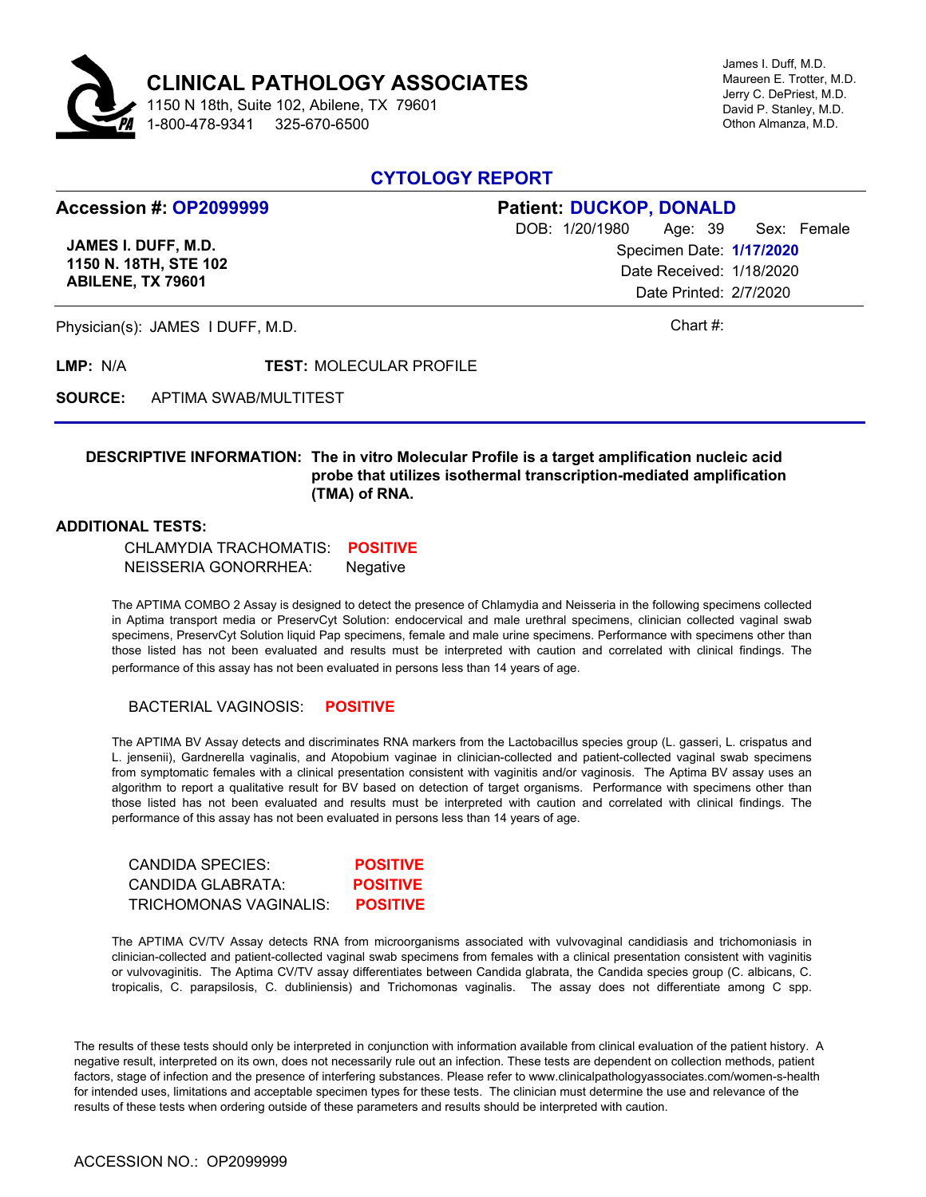# CLINICAL PATHOLOGY ASSOCIATES

1150 N 18th, Suite 102, Abilene, TX 79601
1-800-478-9341    325-670-6500

James I. Duff, M.D.
Maureen E. Trotter, M.D.
Jerry C. DePriest, M.D.
David P. Stanley, M.D.
Othon Almanza, M.D.

## CYTOLOGY REPORT

**Accession #: OP2099999**

**JAMES I. DUFF, M.D.**
**1150 N. 18TH, STE 102**
**ABILENE, TX 79601**

**Patient: DUCKOP, DONALD**

DOB: 1/20/1980    Age: 39    Sex: Female
Specimen Date: **1/17/2020**
Date Received: 1/18/2020
Date Printed: 2/7/2020

Physician(s): JAMES I DUFF, M.D.

Chart #:

**LMP:** N/A    **TEST:** MOLECULAR PROFILE

**SOURCE:** APTIMA SWAB/MULTITEST

**DESCRIPTIVE INFORMATION:** **The in vitro Molecular Profile is a target amplification nucleic acid probe that utilizes isothermal transcription-mediated amplification (TMA) of RNA.**

**ADDITIONAL TESTS:**

CHLAMYDIA TRACHOMATIS: **POSITIVE**
NEISSERIA GONORRHEA: Negative

The APTIMA COMBO 2 Assay is designed to detect the presence of Chlamydia and Neisseria in the following specimens collected in Aptima transport media or PreservCyt Solution: endocervical and male urethral specimens, clinician collected vaginal swab specimens, PreservCyt Solution liquid Pap specimens, female and male urine specimens. Performance with specimens other than those listed has not been evaluated and results must be interpreted with caution and correlated with clinical findings. The performance of this assay has not been evaluated in persons less than 14 years of age.

BACTERIAL VAGINOSIS: **POSITIVE**

The APTIMA BV Assay detects and discriminates RNA markers from the Lactobacillus species group (L. gasseri, L. crispatus and L. jensenii), Gardnerella vaginalis, and Atopobium vaginae in clinician-collected and patient-collected vaginal swab specimens from symptomatic females with a clinical presentation consistent with vaginitis and/or vaginosis. The Aptima BV assay uses an algorithm to report a qualitative result for BV based on detection of target organisms. Performance with specimens other than those listed has not been evaluated and results must be interpreted with caution and correlated with clinical findings. The performance of this assay has not been evaluated in persons less than 14 years of age.

CANDIDA SPECIES: **POSITIVE**
CANDIDA GLABRATA: **POSITIVE**
TRICHOMONAS VAGINALIS: **POSITIVE**

The APTIMA CV/TV Assay detects RNA from microorganisms associated with vulvovaginal candidiasis and trichomoniasis in clinician-collected and patient-collected vaginal swab specimens from females with a clinical presentation consistent with vaginitis or vulvovaginitis. The Aptima CV/TV assay differentiates between Candida glabrata, the Candida species group (C. albicans, C. tropicalis, C. parapsilosis, C. dubliniensis) and Trichomonas vaginalis. The assay does not differentiate among C spp.

The results of these tests should only be interpreted in conjunction with information available from clinical evaluation of the patient history. A negative result, interpreted on its own, does not necessarily rule out an infection. These tests are dependent on collection methods, patient factors, stage of infection and the presence of interfering substances. Please refer to www.clinicalpathologyassociates.com/women-s-health for intended uses, limitations and acceptable specimen types for these tests. The clinician must determine the use and relevance of the results of these tests when ordering outside of these parameters and results should be interpreted with caution.

ACCESSION NO.: OP2099999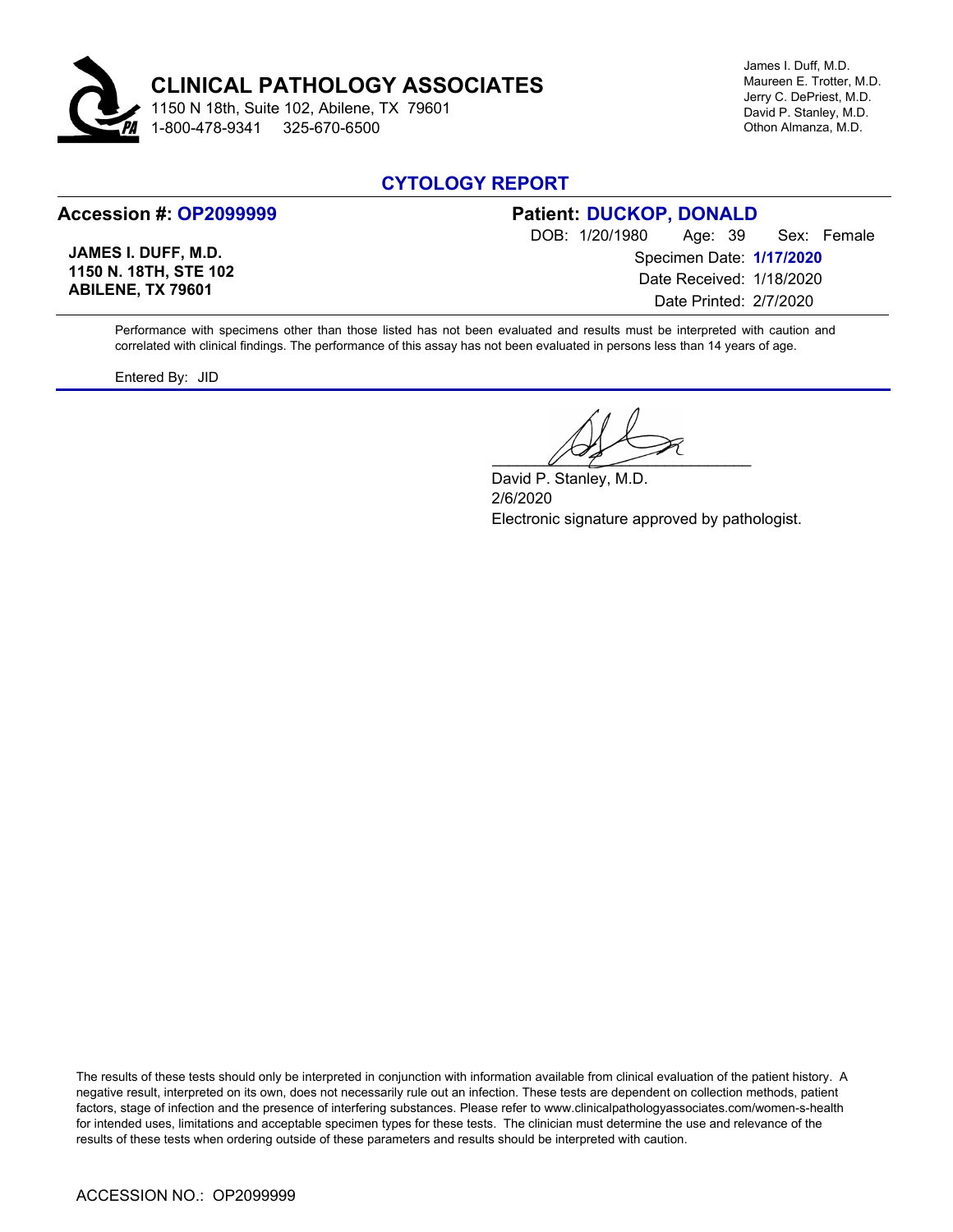# CLINICAL PATHOLOGY ASSOCIATES

1150 N 18th, Suite 102, Abilene, TX 79601
1-800-478-9341    325-670-6500

James I. Duff, M.D.
Maureen E. Trotter, M.D.
Jerry C. DePriest, M.D.
David P. Stanley, M.D.
Othon Almanza, M.D.

## CYTOLOGY REPORT

**Accession #: OP2099999**

**JAMES I. DUFF, M.D.**
**1150 N. 18TH, STE 102**
**ABILENE, TX 79601**

**Patient: DUCKOP, DONALD**

DOB: 1/20/1980    Age: 39    Sex: Female
Specimen Date: **1/17/2020**
Date Received: 1/18/2020
Date Printed: 2/7/2020

Performance with specimens other than those listed has not been evaluated and results must be interpreted with caution and correlated with clinical findings. The performance of this assay has not been evaluated in persons less than 14 years of age.

Entered By: JID

David P. Stanley, M.D.
2/6/2020
Electronic signature approved by pathologist.

The results of these tests should only be interpreted in conjunction with information available from clinical evaluation of the patient history. A negative result, interpreted on its own, does not necessarily rule out an infection. These tests are dependent on collection methods, patient factors, stage of infection and the presence of interfering substances. Please refer to www.clinicalpathologyassociates.com/women-s-health for intended uses, limitations and acceptable specimen types for these tests. The clinician must determine the use and relevance of the results of these tests when ordering outside of these parameters and results should be interpreted with caution.

ACCESSION NO.: OP2099999